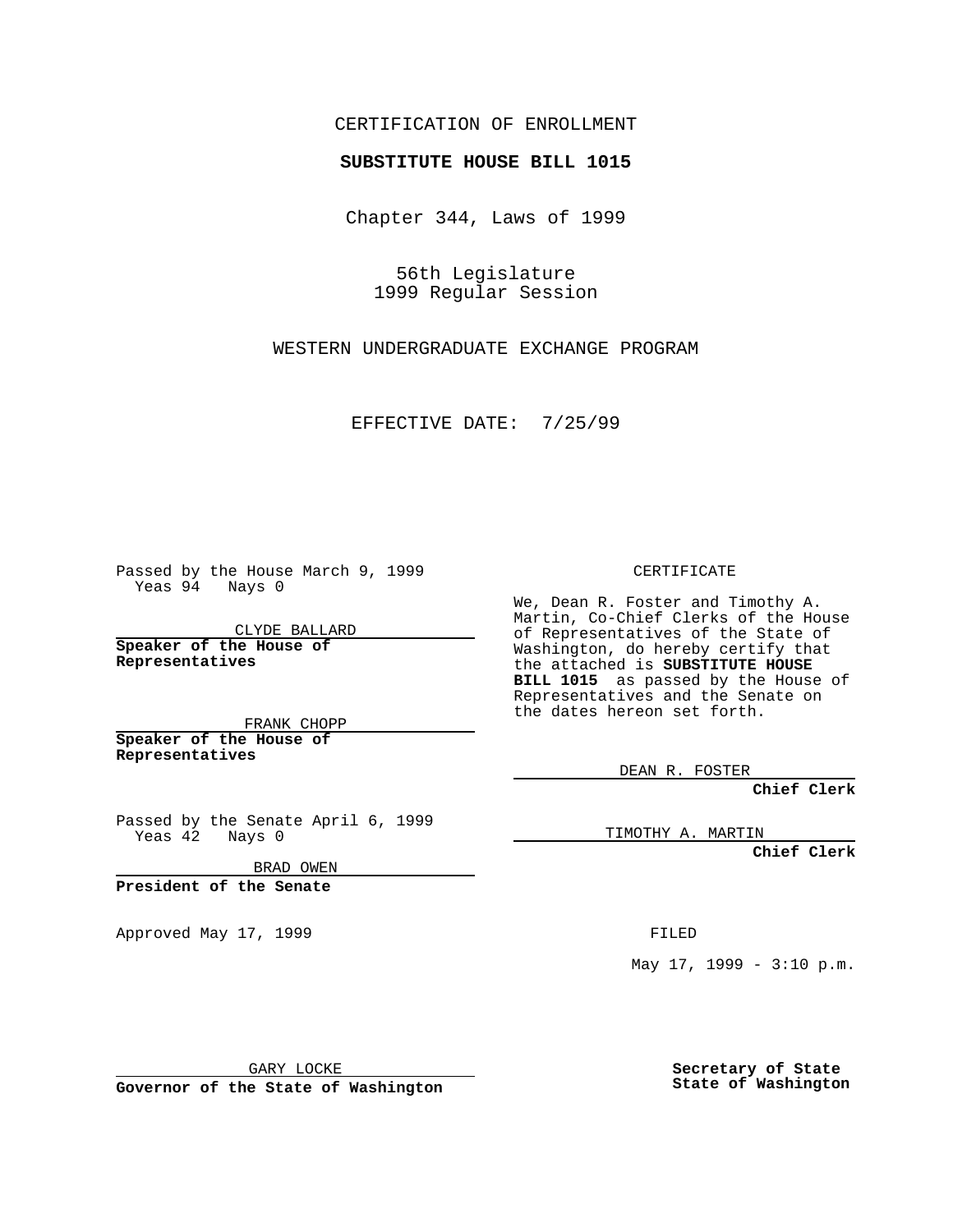CERTIFICATION OF ENROLLMENT

**SUBSTITUTE HOUSE BILL 1015**

Chapter 344, Laws of 1999

56th Legislature
1999 Regular Session

WESTERN UNDERGRADUATE EXCHANGE PROGRAM

EFFECTIVE DATE: 7/25/99

Passed by the House March 9, 1999
Yeas 94 Nays 0

CLYDE BALLARD

**Speaker of the House of Representatives**

FRANK CHOPP

**Speaker of the House of Representatives**

Passed by the Senate April 6, 1999
Yeas 42 Nays 0

BRAD OWEN

**President of the Senate**

Approved May 17, 1999

GARY LOCKE

**Governor of the State of Washington**

CERTIFICATE

We, Dean R. Foster and Timothy A. Martin, Co-Chief Clerks of the House of Representatives of the State of Washington, do hereby certify that the attached is **SUBSTITUTE HOUSE BILL 1015** as passed by the House of Representatives and the Senate on the dates hereon set forth.

DEAN R. FOSTER

**Chief Clerk**

TIMOTHY A. MARTIN

**Chief Clerk**

FILED

May 17, 1999 - 3:10 p.m.

**Secretary of State State of Washington**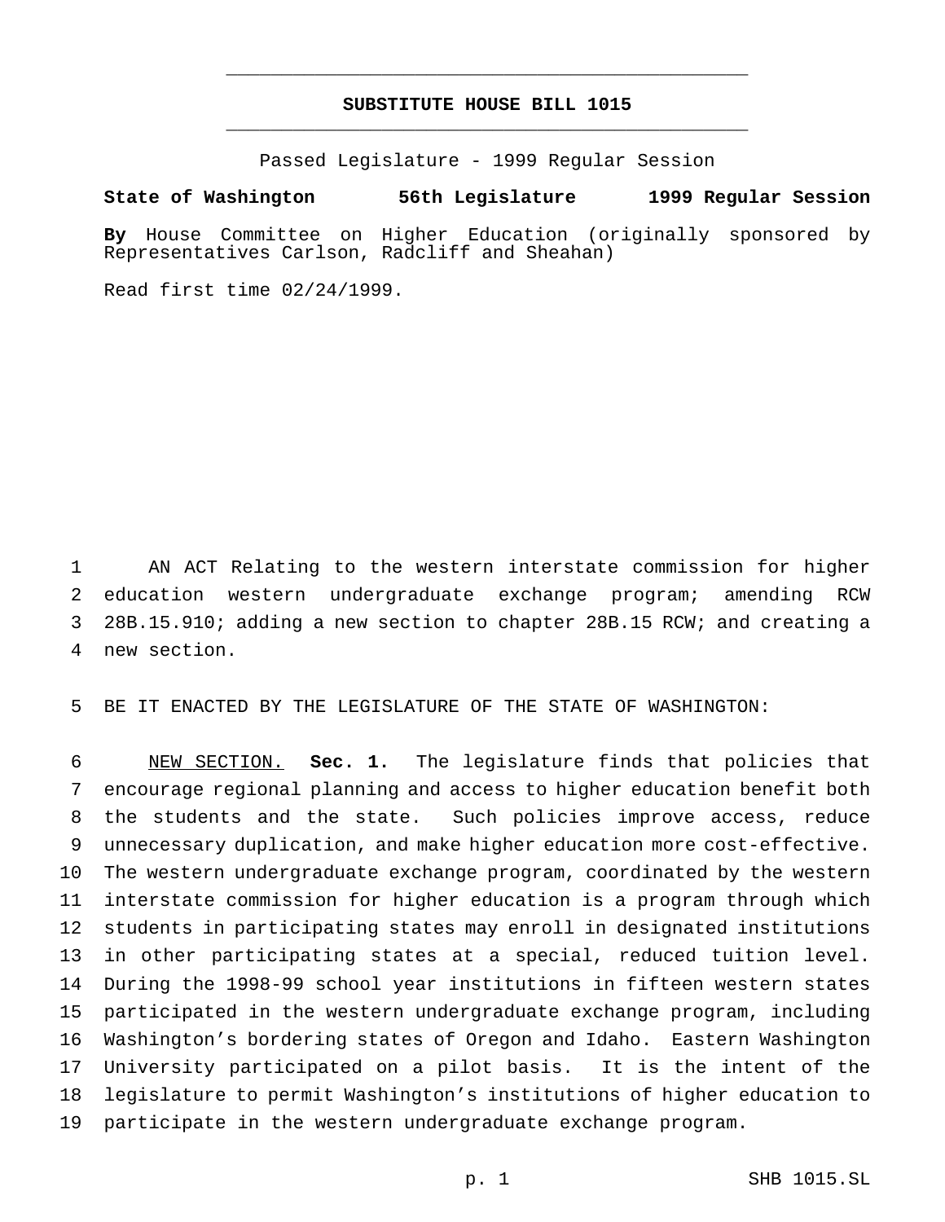# SUBSTITUTE HOUSE BILL 1015

Passed Legislature - 1999 Regular Session

**State of Washington 56th Legislature 1999 Regular Session**

**By** House Committee on Higher Education (originally sponsored by Representatives Carlson, Radcliff and Sheahan)

Read first time 02/24/1999.

AN ACT Relating to the western interstate commission for higher education western undergraduate exchange program; amending RCW 28B.15.910; adding a new section to chapter 28B.15 RCW; and creating a new section.

BE IT ENACTED BY THE LEGISLATURE OF THE STATE OF WASHINGTON:

NEW SECTION. **Sec. 1.** The legislature finds that policies that encourage regional planning and access to higher education benefit both the students and the state. Such policies improve access, reduce unnecessary duplication, and make higher education more cost-effective. The western undergraduate exchange program, coordinated by the western interstate commission for higher education is a program through which students in participating states may enroll in designated institutions in other participating states at a special, reduced tuition level. During the 1998-99 school year institutions in fifteen western states participated in the western undergraduate exchange program, including Washington's bordering states of Oregon and Idaho. Eastern Washington University participated on a pilot basis. It is the intent of the legislature to permit Washington's institutions of higher education to participate in the western undergraduate exchange program.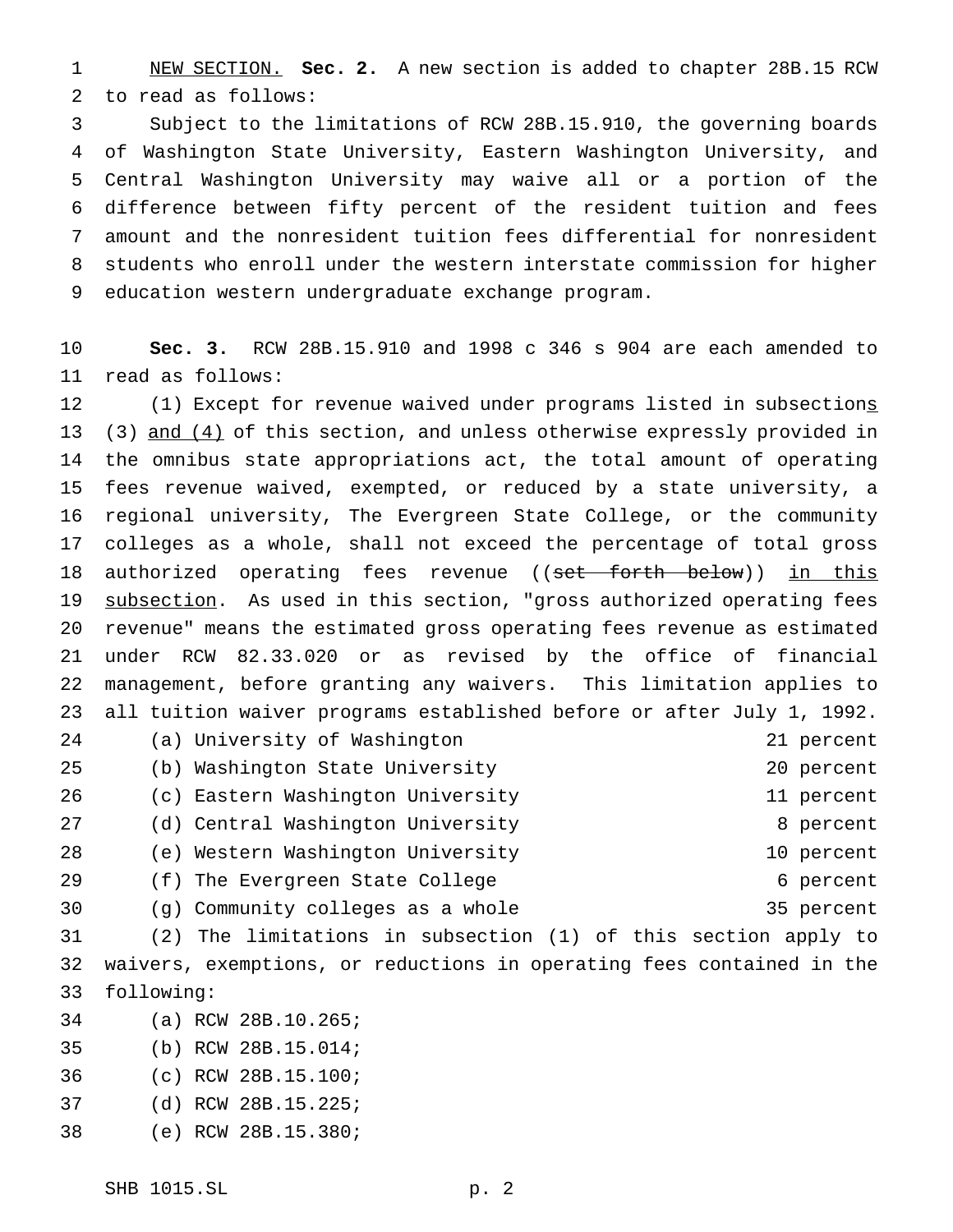NEW SECTION. **Sec. 2.** A new section is added to chapter 28B.15 RCW to read as follows:

Subject to the limitations of RCW 28B.15.910, the governing boards of Washington State University, Eastern Washington University, and Central Washington University may waive all or a portion of the difference between fifty percent of the resident tuition and fees amount and the nonresident tuition fees differential for nonresident students who enroll under the western interstate commission for higher education western undergraduate exchange program.

**Sec. 3.** RCW 28B.15.910 and 1998 c 346 s 904 are each amended to read as follows:

(1) Except for revenue waived under programs listed in subsections (3) and (4) of this section, and unless otherwise expressly provided in the omnibus state appropriations act, the total amount of operating fees revenue waived, exempted, or reduced by a state university, a regional university, The Evergreen State College, or the community colleges as a whole, shall not exceed the percentage of total gross authorized operating fees revenue ((~~set forth below~~)) in this subsection. As used in this section, "gross authorized operating fees revenue" means the estimated gross operating fees revenue as estimated under RCW 82.33.020 or as revised by the office of financial management, before granting any waivers. This limitation applies to all tuition waiver programs established before or after July 1, 1992.

| | |
|---|---|
| (a) University of Washington | 21 percent |
| (b) Washington State University | 20 percent |
| (c) Eastern Washington University | 11 percent |
| (d) Central Washington University | 8 percent |
| (e) Western Washington University | 10 percent |
| (f) The Evergreen State College | 6 percent |
| (g) Community colleges as a whole | 35 percent |

(2) The limitations in subsection (1) of this section apply to waivers, exemptions, or reductions in operating fees contained in the following:

(a) RCW 28B.10.265;

(b) RCW 28B.15.014;

(c) RCW 28B.15.100;

(d) RCW 28B.15.225;

(e) RCW 28B.15.380;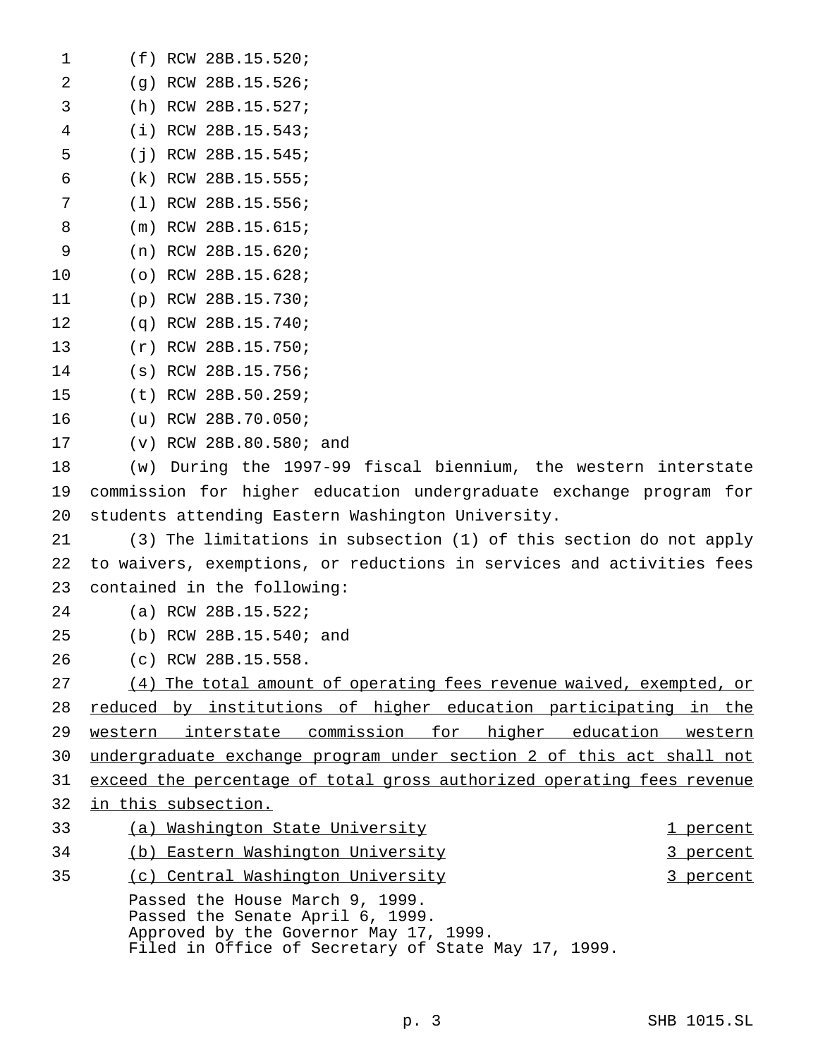(f) RCW 28B.15.520;

(g) RCW 28B.15.526;

(h) RCW 28B.15.527;

(i) RCW 28B.15.543;

(j) RCW 28B.15.545;

(k) RCW 28B.15.555;

(l) RCW 28B.15.556;

(m) RCW 28B.15.615;

(n) RCW 28B.15.620;

(o) RCW 28B.15.628;

(p) RCW 28B.15.730;

(q) RCW 28B.15.740;

(r) RCW 28B.15.750;

(s) RCW 28B.15.756;

(t) RCW 28B.50.259;

(u) RCW 28B.70.050;

(v) RCW 28B.80.580; and

(w) During the 1997-99 fiscal biennium, the western interstate commission for higher education undergraduate exchange program for students attending Eastern Washington University.

(3) The limitations in subsection (1) of this section do not apply to waivers, exemptions, or reductions in services and activities fees contained in the following:

(a) RCW 28B.15.522;

(b) RCW 28B.15.540; and

(c) RCW 28B.15.558.

<u>(4) The total amount of operating fees revenue waived, exempted, or reduced by institutions of higher education participating in the western interstate commission for higher education western undergraduate exchange program under section 2 of this act shall not exceed the percentage of total gross authorized operating fees revenue in this subsection.</u>

| | |
|---|---|
| <u>(a) Washington State University</u> | <u>1 percent</u> |
| <u>(b) Eastern Washington University</u> | <u>3 percent</u> |
| <u>(c) Central Washington University</u> | <u>3 percent</u> |

Passed the House March 9, 1999.
Passed the Senate April 6, 1999.
Approved by the Governor May 17, 1999.
Filed in Office of Secretary of State May 17, 1999.